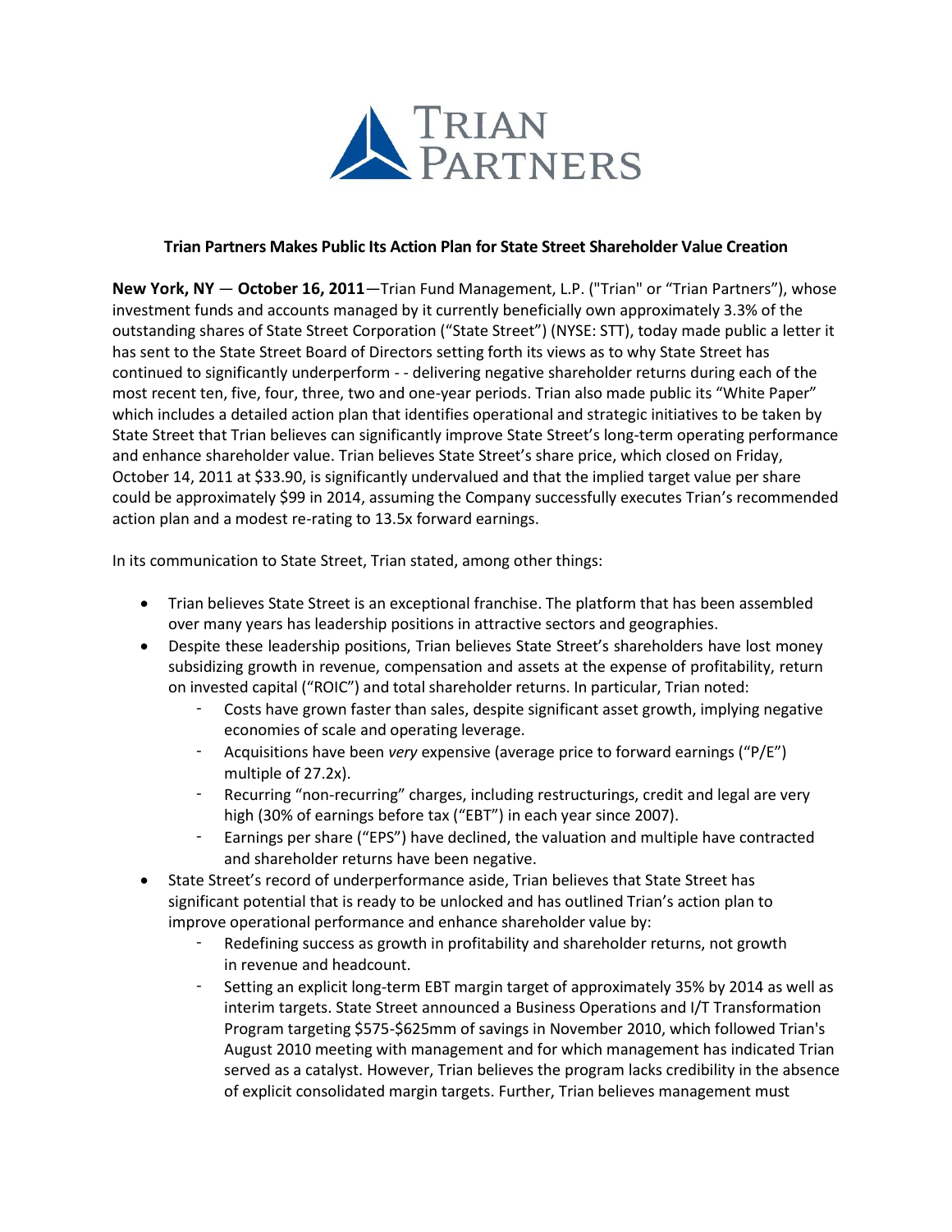TRIAN PARTNERS

## Trian Partners Makes Public Its Action Plan for State Street Shareholder Value Creation

**New York, NY** — **October 16, 2011**—Trian Fund Management, L.P. ("Trian" or "Trian Partners"), whose investment funds and accounts managed by it currently beneficially own approximately 3.3% of the outstanding shares of State Street Corporation ("State Street") (NYSE: STT), today made public a letter it has sent to the State Street Board of Directors setting forth its views as to why State Street has continued to significantly underperform - - delivering negative shareholder returns during each of the most recent ten, five, four, three, two and one-year periods. Trian also made public its "White Paper" which includes a detailed action plan that identifies operational and strategic initiatives to be taken by State Street that Trian believes can significantly improve State Street's long-term operating performance and enhance shareholder value. Trian believes State Street's share price, which closed on Friday, October 14, 2011 at $33.90, is significantly undervalued and that the implied target value per share could be approximately $99 in 2014, assuming the Company successfully executes Trian's recommended action plan and a modest re-rating to 13.5x forward earnings.

In its communication to State Street, Trian stated, among other things:

- Trian believes State Street is an exceptional franchise. The platform that has been assembled over many years has leadership positions in attractive sectors and geographies.
- Despite these leadership positions, Trian believes State Street's shareholders have lost money subsidizing growth in revenue, compensation and assets at the expense of profitability, return on invested capital ("ROIC") and total shareholder returns. In particular, Trian noted:
    - Costs have grown faster than sales, despite significant asset growth, implying negative economies of scale and operating leverage.
    - Acquisitions have been *very* expensive (average price to forward earnings ("P/E") multiple of 27.2x).
    - Recurring "non-recurring" charges, including restructurings, credit and legal are very high (30% of earnings before tax ("EBT") in each year since 2007).
    - Earnings per share ("EPS") have declined, the valuation and multiple have contracted and shareholder returns have been negative.
- State Street's record of underperformance aside, Trian believes that State Street has significant potential that is ready to be unlocked and has outlined Trian's action plan to improve operational performance and enhance shareholder value by:
    - Redefining success as growth in profitability and shareholder returns, not growth in revenue and headcount.
    - Setting an explicit long-term EBT margin target of approximately 35% by 2014 as well as interim targets. State Street announced a Business Operations and I/T Transformation Program targeting $575-$625mm of savings in November 2010, which followed Trian's August 2010 meeting with management and for which management has indicated Trian served as a catalyst. However, Trian believes the program lacks credibility in the absence of explicit consolidated margin targets. Further, Trian believes management must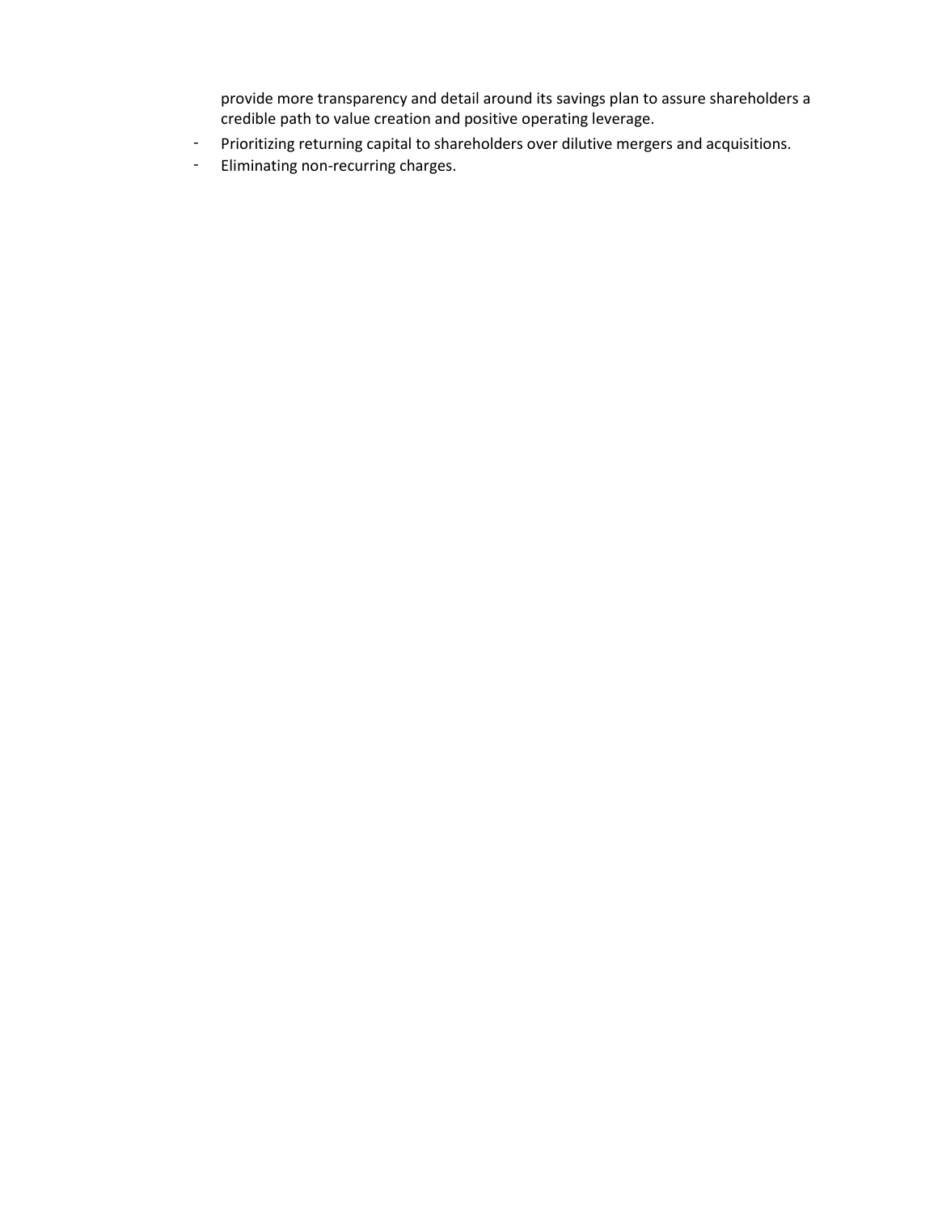provide more transparency and detail around its savings plan to assure shareholders a credible path to value creation and positive operating leverage.

- Prioritizing returning capital to shareholders over dilutive mergers and acquisitions.
- Eliminating non-recurring charges.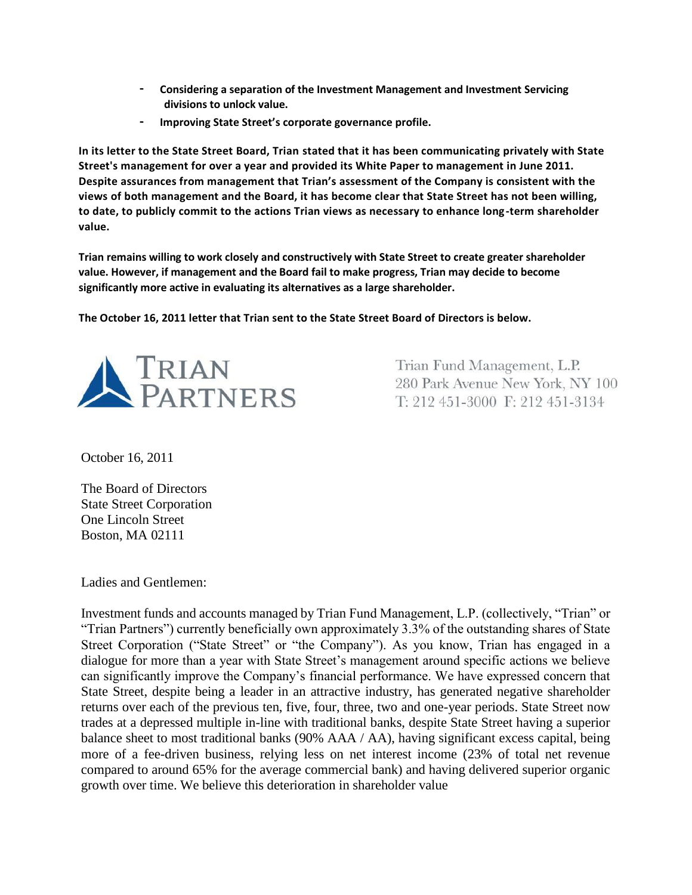- **Considering a separation of the Investment Management and Investment Servicing divisions to unlock value.**
- **Improving State Street's corporate governance profile.**

**In its letter to the State Street Board, Trian stated that it has been communicating privately with State Street's management for over a year and provided its White Paper to management in June 2011. Despite assurances from management that Trian's assessment of the Company is consistent with the views of both management and the Board, it has become clear that State Street has not been willing, to date, to publicly commit to the actions Trian views as necessary to enhance long-term shareholder value.**

**Trian remains willing to work closely and constructively with State Street to create greater shareholder value. However, if management and the Board fail to make progress, Trian may decide to become significantly more active in evaluating its alternatives as a large shareholder.**

**The October 16, 2011 letter that Trian sent to the State Street Board of Directors is below.**

TRIAN PARTNERS

Trian Fund Management, L.P.
280 Park Avenue New York, NY 100
T: 212 451-3000 F: 212 451-3134

October 16, 2011

The Board of Directors
State Street Corporation
One Lincoln Street
Boston, MA 02111

Ladies and Gentlemen:

Investment funds and accounts managed by Trian Fund Management, L.P. (collectively, "Trian" or "Trian Partners") currently beneficially own approximately 3.3% of the outstanding shares of State Street Corporation ("State Street" or "the Company"). As you know, Trian has engaged in a dialogue for more than a year with State Street's management around specific actions we believe can significantly improve the Company's financial performance. We have expressed concern that State Street, despite being a leader in an attractive industry, has generated negative shareholder returns over each of the previous ten, five, four, three, two and one-year periods. State Street now trades at a depressed multiple in-line with traditional banks, despite State Street having a superior balance sheet to most traditional banks (90% AAA / AA), having significant excess capital, being more of a fee-driven business, relying less on net interest income (23% of total net revenue compared to around 65% for the average commercial bank) and having delivered superior organic growth over time. We believe this deterioration in shareholder value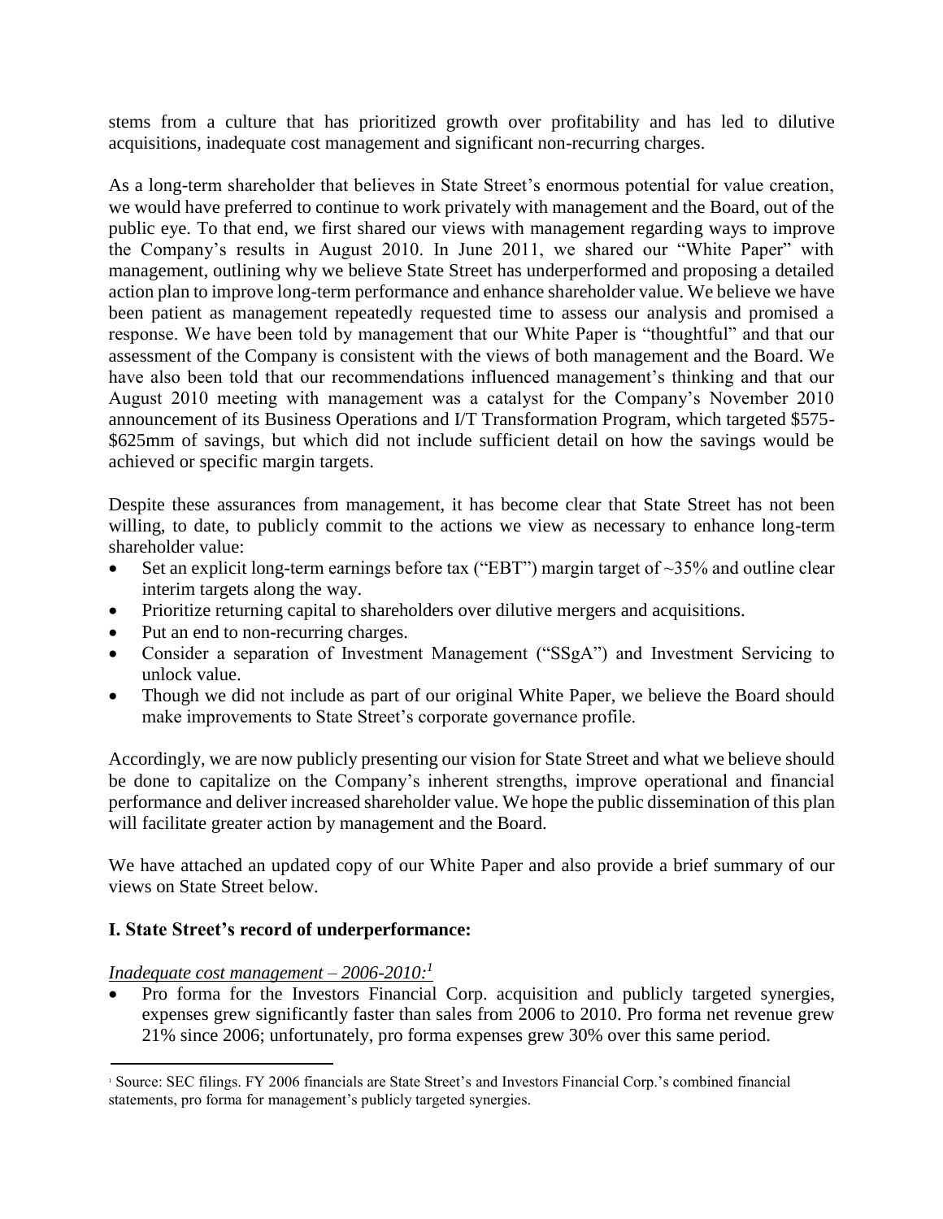stems from a culture that has prioritized growth over profitability and has led to dilutive acquisitions, inadequate cost management and significant non-recurring charges.

As a long-term shareholder that believes in State Street's enormous potential for value creation, we would have preferred to continue to work privately with management and the Board, out of the public eye. To that end, we first shared our views with management regarding ways to improve the Company's results in August 2010. In June 2011, we shared our "White Paper" with management, outlining why we believe State Street has underperformed and proposing a detailed action plan to improve long-term performance and enhance shareholder value. We believe we have been patient as management repeatedly requested time to assess our analysis and promised a response. We have been told by management that our White Paper is "thoughtful" and that our assessment of the Company is consistent with the views of both management and the Board. We have also been told that our recommendations influenced management's thinking and that our August 2010 meeting with management was a catalyst for the Company's November 2010 announcement of its Business Operations and I/T Transformation Program, which targeted \$575-\$625mm of savings, but which did not include sufficient detail on how the savings would be achieved or specific margin targets.

Despite these assurances from management, it has become clear that State Street has not been willing, to date, to publicly commit to the actions we view as necessary to enhance long-term shareholder value:

- Set an explicit long-term earnings before tax ("EBT") margin target of ~35% and outline clear interim targets along the way.
- Prioritize returning capital to shareholders over dilutive mergers and acquisitions.
- Put an end to non-recurring charges.
- Consider a separation of Investment Management ("SSgA") and Investment Servicing to unlock value.
- Though we did not include as part of our original White Paper, we believe the Board should make improvements to State Street's corporate governance profile.

Accordingly, we are now publicly presenting our vision for State Street and what we believe should be done to capitalize on the Company's inherent strengths, improve operational and financial performance and deliver increased shareholder value. We hope the public dissemination of this plan will facilitate greater action by management and the Board.

We have attached an updated copy of our White Paper and also provide a brief summary of our views on State Street below.

**I. State Street's record of underperformance:**

*Inadequate cost management – 2006-2010:*[1]

- Pro forma for the Investors Financial Corp. acquisition and publicly targeted synergies, expenses grew significantly faster than sales from 2006 to 2010. Pro forma net revenue grew 21% since 2006; unfortunately, pro forma expenses grew 30% over this same period.

[1] Source: SEC filings. FY 2006 financials are State Street's and Investors Financial Corp.'s combined financial statements, pro forma for management's publicly targeted synergies.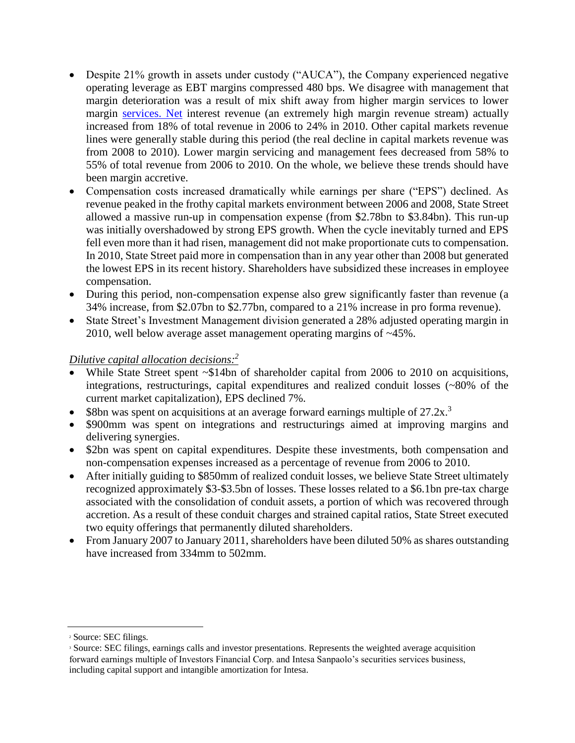- Despite 21% growth in assets under custody ("AUCA"), the Company experienced negative operating leverage as EBT margins compressed 480 bps. We disagree with management that margin deterioration was a result of mix shift away from higher margin services to lower margin services. Net interest revenue (an extremely high margin revenue stream) actually increased from 18% of total revenue in 2006 to 24% in 2010. Other capital markets revenue lines were generally stable during this period (the real decline in capital markets revenue was from 2008 to 2010). Lower margin servicing and management fees decreased from 58% to 55% of total revenue from 2006 to 2010. On the whole, we believe these trends should have been margin accretive.
- Compensation costs increased dramatically while earnings per share ("EPS") declined. As revenue peaked in the frothy capital markets environment between 2006 and 2008, State Street allowed a massive run-up in compensation expense (from $2.78bn to $3.84bn). This run-up was initially overshadowed by strong EPS growth. When the cycle inevitably turned and EPS fell even more than it had risen, management did not make proportionate cuts to compensation. In 2010, State Street paid more in compensation than in any year other than 2008 but generated the lowest EPS in its recent history. Shareholders have subsidized these increases in employee compensation.
- During this period, non-compensation expense also grew significantly faster than revenue (a 34% increase, from $2.07bn to $2.77bn, compared to a 21% increase in pro forma revenue).
- State Street's Investment Management division generated a 28% adjusted operating margin in 2010, well below average asset management operating margins of ~45%.

*Dilutive capital allocation decisions:*[2]

- While State Street spent ~$14bn of shareholder capital from 2006 to 2010 on acquisitions, integrations, restructurings, capital expenditures and realized conduit losses (~80% of the current market capitalization), EPS declined 7%.
- $8bn was spent on acquisitions at an average forward earnings multiple of 27.2x.[3]
- $900mm was spent on integrations and restructurings aimed at improving margins and delivering synergies.
- $2bn was spent on capital expenditures. Despite these investments, both compensation and non-compensation expenses increased as a percentage of revenue from 2006 to 2010.
- After initially guiding to $850mm of realized conduit losses, we believe State Street ultimately recognized approximately $3-$3.5bn of losses. These losses related to a $6.1bn pre-tax charge associated with the consolidation of conduit assets, a portion of which was recovered through accretion. As a result of these conduit charges and strained capital ratios, State Street executed two equity offerings that permanently diluted shareholders.
- From January 2007 to January 2011, shareholders have been diluted 50% as shares outstanding have increased from 334mm to 502mm.

[2] Source: SEC filings.

[3] Source: SEC filings, earnings calls and investor presentations. Represents the weighted average acquisition forward earnings multiple of Investors Financial Corp. and Intesa Sanpaolo's securities services business, including capital support and intangible amortization for Intesa.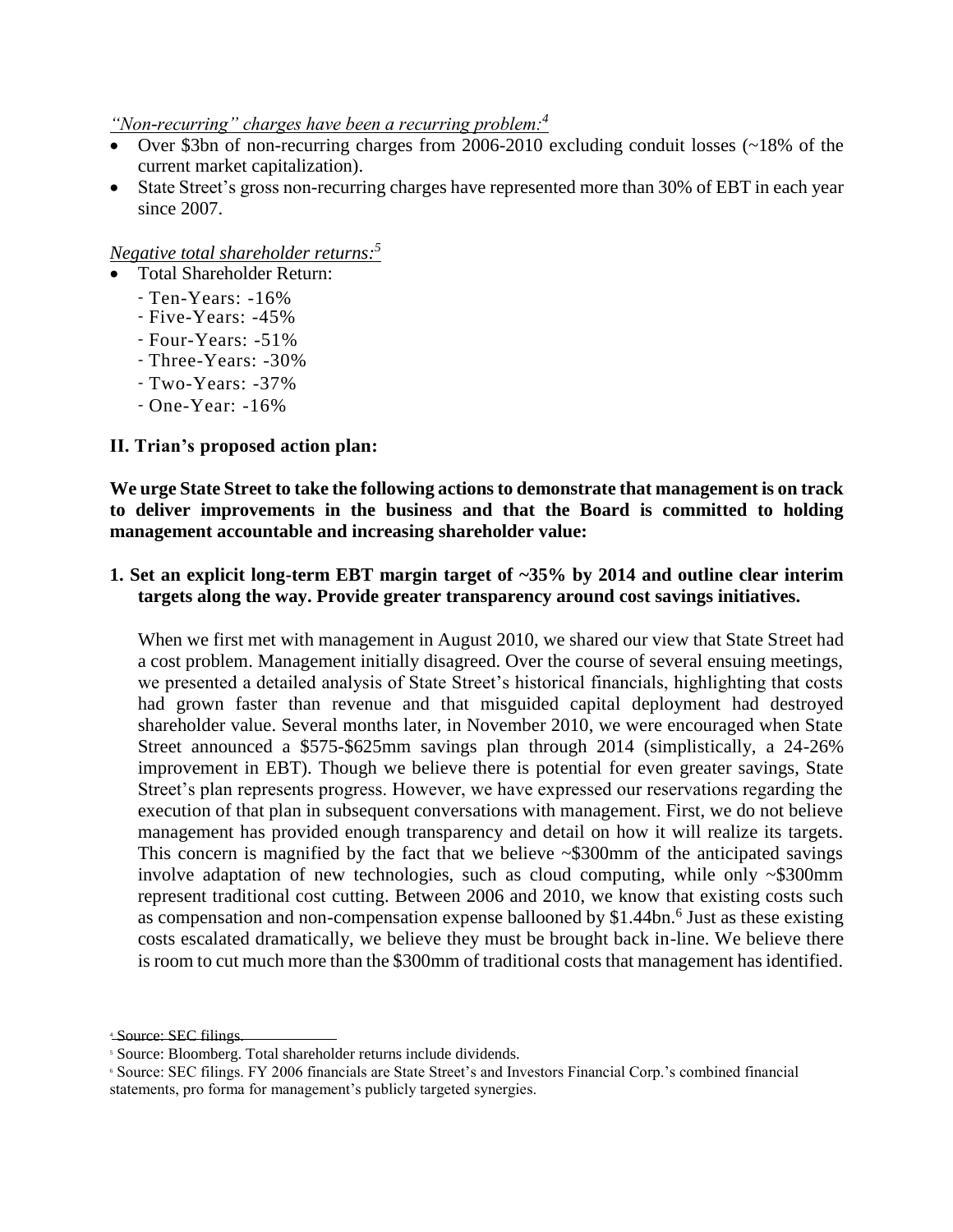*"Non-recurring" charges have been a recurring problem:*[4]

- Over \$3bn of non-recurring charges from 2006-2010 excluding conduit losses (~18% of the current market capitalization).
- State Street's gross non-recurring charges have represented more than 30% of EBT in each year since 2007.

*Negative total shareholder returns:*[5]

- Total Shareholder Return:
  - Ten-Years: -16%
  - Five-Years: -45%
  - Four-Years: -51%
  - Three-Years: -30%
  - Two-Years: -37%
  - One-Year: -16%

**II. Trian's proposed action plan:**

**We urge State Street to take the following actions to demonstrate that management is on track to deliver improvements in the business and that the Board is committed to holding management accountable and increasing shareholder value:**

**1. Set an explicit long-term EBT margin target of ~35% by 2014 and outline clear interim targets along the way. Provide greater transparency around cost savings initiatives.**

When we first met with management in August 2010, we shared our view that State Street had a cost problem. Management initially disagreed. Over the course of several ensuing meetings, we presented a detailed analysis of State Street's historical financials, highlighting that costs had grown faster than revenue and that misguided capital deployment had destroyed shareholder value. Several months later, in November 2010, we were encouraged when State Street announced a \$575-\$625mm savings plan through 2014 (simplistically, a 24-26% improvement in EBT). Though we believe there is potential for even greater savings, State Street's plan represents progress. However, we have expressed our reservations regarding the execution of that plan in subsequent conversations with management. First, we do not believe management has provided enough transparency and detail on how it will realize its targets. This concern is magnified by the fact that we believe ~\$300mm of the anticipated savings involve adaptation of new technologies, such as cloud computing, while only ~\$300mm represent traditional cost cutting. Between 2006 and 2010, we know that existing costs such as compensation and non-compensation expense ballooned by \$1.44bn.[6] Just as these existing costs escalated dramatically, we believe they must be brought back in-line. We believe there is room to cut much more than the \$300mm of traditional costs that management has identified.

---

[4] Source: SEC filings.

[5] Source: Bloomberg. Total shareholder returns include dividends.

[6] Source: SEC filings. FY 2006 financials are State Street's and Investors Financial Corp.'s combined financial statements, pro forma for management's publicly targeted synergies.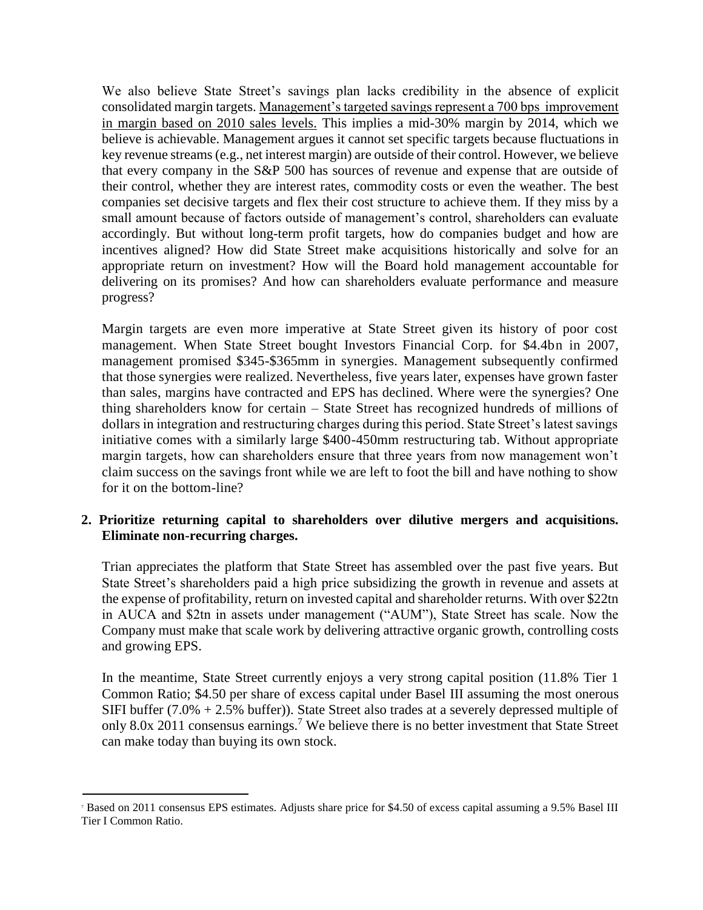We also believe State Street's savings plan lacks credibility in the absence of explicit consolidated margin targets. Management's targeted savings represent a 700 bps improvement in margin based on 2010 sales levels. This implies a mid-30% margin by 2014, which we believe is achievable. Management argues it cannot set specific targets because fluctuations in key revenue streams (e.g., net interest margin) are outside of their control. However, we believe that every company in the S&P 500 has sources of revenue and expense that are outside of their control, whether they are interest rates, commodity costs or even the weather. The best companies set decisive targets and flex their cost structure to achieve them. If they miss by a small amount because of factors outside of management's control, shareholders can evaluate accordingly. But without long-term profit targets, how do companies budget and how are incentives aligned? How did State Street make acquisitions historically and solve for an appropriate return on investment? How will the Board hold management accountable for delivering on its promises? And how can shareholders evaluate performance and measure progress?

Margin targets are even more imperative at State Street given its history of poor cost management. When State Street bought Investors Financial Corp. for $4.4bn in 2007, management promised $345-$365mm in synergies. Management subsequently confirmed that those synergies were realized. Nevertheless, five years later, expenses have grown faster than sales, margins have contracted and EPS has declined. Where were the synergies? One thing shareholders know for certain – State Street has recognized hundreds of millions of dollars in integration and restructuring charges during this period. State Street's latest savings initiative comes with a similarly large $400-450mm restructuring tab. Without appropriate margin targets, how can shareholders ensure that three years from now management won't claim success on the savings front while we are left to foot the bill and have nothing to show for it on the bottom-line?

**2. Prioritize returning capital to shareholders over dilutive mergers and acquisitions. Eliminate non-recurring charges.**

Trian appreciates the platform that State Street has assembled over the past five years. But State Street's shareholders paid a high price subsidizing the growth in revenue and assets at the expense of profitability, return on invested capital and shareholder returns. With over $22tn in AUCA and $2tn in assets under management ("AUM"), State Street has scale. Now the Company must make that scale work by delivering attractive organic growth, controlling costs and growing EPS.

In the meantime, State Street currently enjoys a very strong capital position (11.8% Tier 1 Common Ratio; $4.50 per share of excess capital under Basel III assuming the most onerous SIFI buffer (7.0% + 2.5% buffer)). State Street also trades at a severely depressed multiple of only 8.0x 2011 consensus earnings.[7] We believe there is no better investment that State Street can make today than buying its own stock.

[7] Based on 2011 consensus EPS estimates. Adjusts share price for $4.50 of excess capital assuming a 9.5% Basel III Tier I Common Ratio.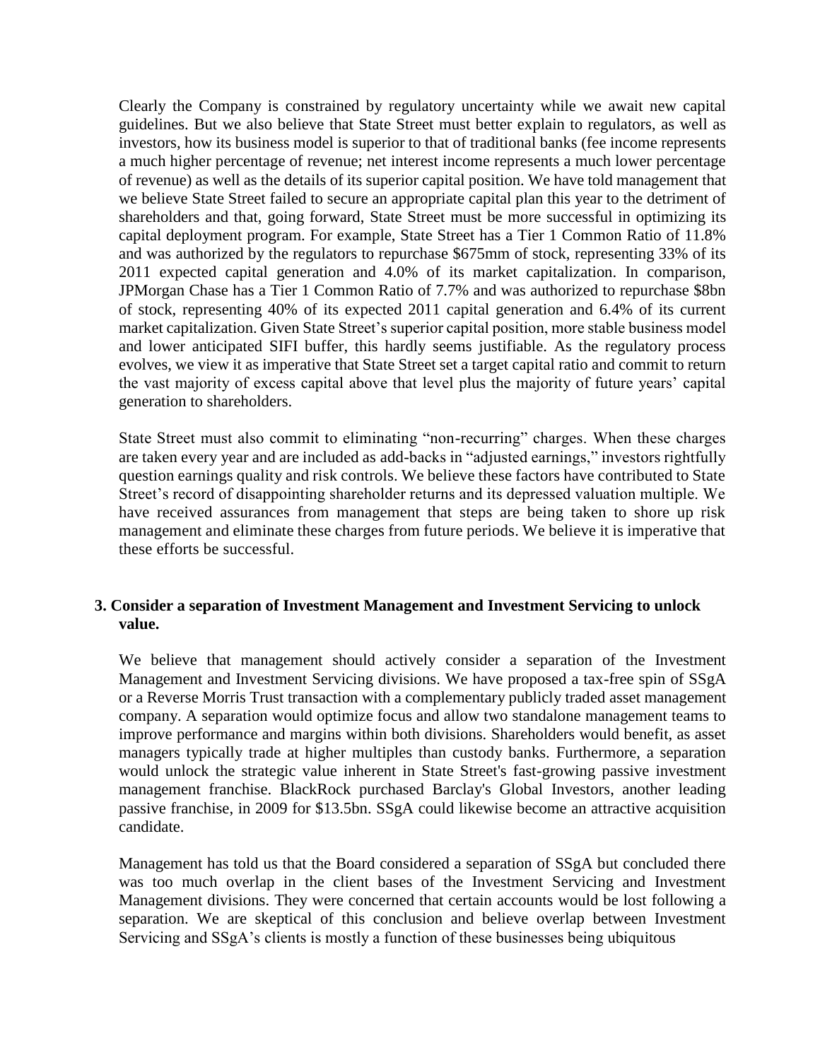Clearly the Company is constrained by regulatory uncertainty while we await new capital guidelines. But we also believe that State Street must better explain to regulators, as well as investors, how its business model is superior to that of traditional banks (fee income represents a much higher percentage of revenue; net interest income represents a much lower percentage of revenue) as well as the details of its superior capital position. We have told management that we believe State Street failed to secure an appropriate capital plan this year to the detriment of shareholders and that, going forward, State Street must be more successful in optimizing its capital deployment program. For example, State Street has a Tier 1 Common Ratio of 11.8% and was authorized by the regulators to repurchase $675mm of stock, representing 33% of its 2011 expected capital generation and 4.0% of its market capitalization. In comparison, JPMorgan Chase has a Tier 1 Common Ratio of 7.7% and was authorized to repurchase $8bn of stock, representing 40% of its expected 2011 capital generation and 6.4% of its current market capitalization. Given State Street's superior capital position, more stable business model and lower anticipated SIFI buffer, this hardly seems justifiable. As the regulatory process evolves, we view it as imperative that State Street set a target capital ratio and commit to return the vast majority of excess capital above that level plus the majority of future years' capital generation to shareholders.

State Street must also commit to eliminating "non-recurring" charges. When these charges are taken every year and are included as add-backs in "adjusted earnings," investors rightfully question earnings quality and risk controls. We believe these factors have contributed to State Street's record of disappointing shareholder returns and its depressed valuation multiple. We have received assurances from management that steps are being taken to shore up risk management and eliminate these charges from future periods. We believe it is imperative that these efforts be successful.

### 3. Consider a separation of Investment Management and Investment Servicing to unlock value.

We believe that management should actively consider a separation of the Investment Management and Investment Servicing divisions. We have proposed a tax-free spin of SSgA or a Reverse Morris Trust transaction with a complementary publicly traded asset management company. A separation would optimize focus and allow two standalone management teams to improve performance and margins within both divisions. Shareholders would benefit, as asset managers typically trade at higher multiples than custody banks. Furthermore, a separation would unlock the strategic value inherent in State Street's fast-growing passive investment management franchise. BlackRock purchased Barclay's Global Investors, another leading passive franchise, in 2009 for $13.5bn. SSgA could likewise become an attractive acquisition candidate.

Management has told us that the Board considered a separation of SSgA but concluded there was too much overlap in the client bases of the Investment Servicing and Investment Management divisions. They were concerned that certain accounts would be lost following a separation. We are skeptical of this conclusion and believe overlap between Investment Servicing and SSgA's clients is mostly a function of these businesses being ubiquitous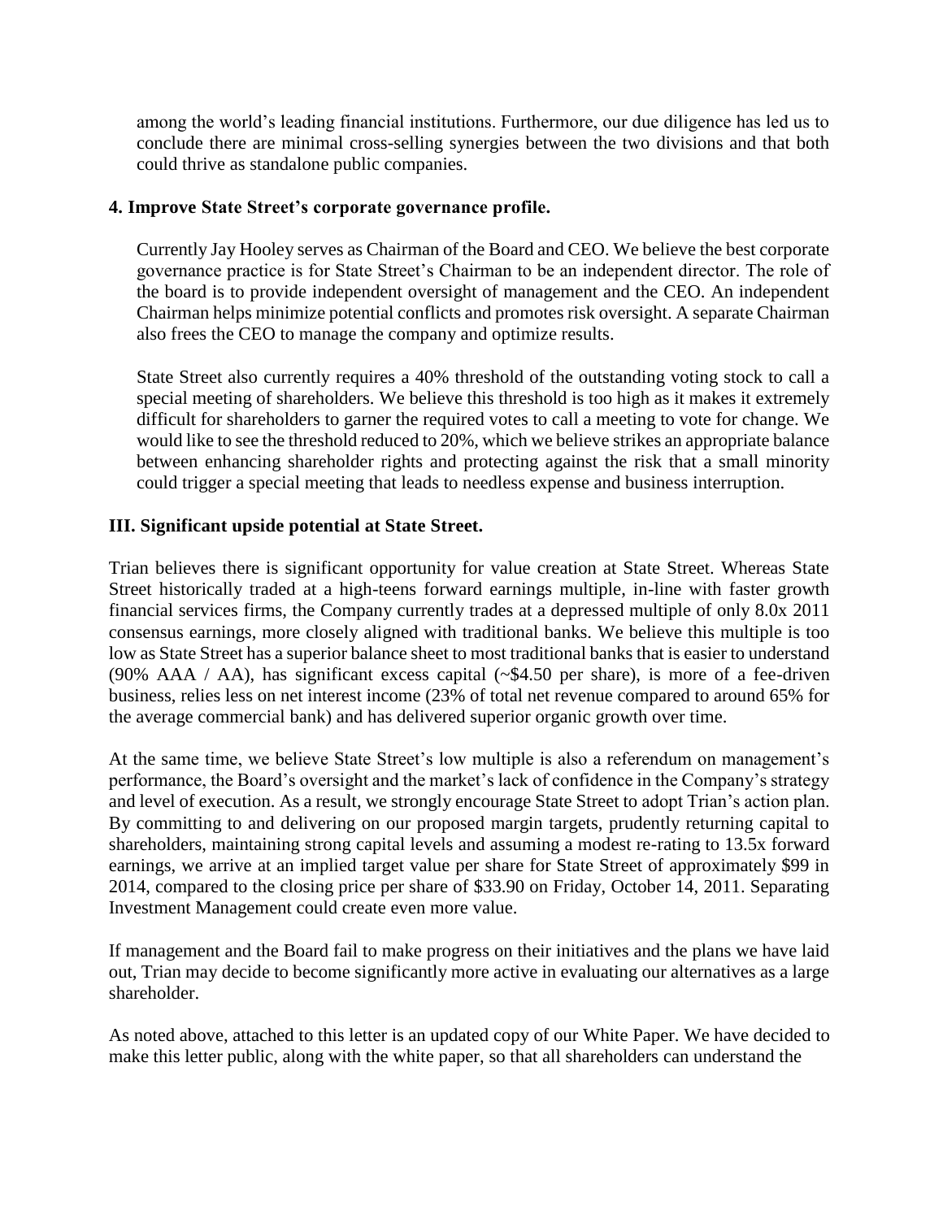among the world's leading financial institutions. Furthermore, our due diligence has led us to conclude there are minimal cross-selling synergies between the two divisions and that both could thrive as standalone public companies.

**4. Improve State Street's corporate governance profile.**

Currently Jay Hooley serves as Chairman of the Board and CEO. We believe the best corporate governance practice is for State Street's Chairman to be an independent director. The role of the board is to provide independent oversight of management and the CEO. An independent Chairman helps minimize potential conflicts and promotes risk oversight. A separate Chairman also frees the CEO to manage the company and optimize results.

State Street also currently requires a 40% threshold of the outstanding voting stock to call a special meeting of shareholders. We believe this threshold is too high as it makes it extremely difficult for shareholders to garner the required votes to call a meeting to vote for change. We would like to see the threshold reduced to 20%, which we believe strikes an appropriate balance between enhancing shareholder rights and protecting against the risk that a small minority could trigger a special meeting that leads to needless expense and business interruption.

## III. Significant upside potential at State Street.

Trian believes there is significant opportunity for value creation at State Street. Whereas State Street historically traded at a high-teens forward earnings multiple, in-line with faster growth financial services firms, the Company currently trades at a depressed multiple of only 8.0x 2011 consensus earnings, more closely aligned with traditional banks. We believe this multiple is too low as State Street has a superior balance sheet to most traditional banks that is easier to understand (90% AAA / AA), has significant excess capital (~$4.50 per share), is more of a fee-driven business, relies less on net interest income (23% of total net revenue compared to around 65% for the average commercial bank) and has delivered superior organic growth over time.

At the same time, we believe State Street's low multiple is also a referendum on management's performance, the Board's oversight and the market's lack of confidence in the Company's strategy and level of execution. As a result, we strongly encourage State Street to adopt Trian's action plan. By committing to and delivering on our proposed margin targets, prudently returning capital to shareholders, maintaining strong capital levels and assuming a modest re-rating to 13.5x forward earnings, we arrive at an implied target value per share for State Street of approximately $99 in 2014, compared to the closing price per share of $33.90 on Friday, October 14, 2011. Separating Investment Management could create even more value.

If management and the Board fail to make progress on their initiatives and the plans we have laid out, Trian may decide to become significantly more active in evaluating our alternatives as a large shareholder.

As noted above, attached to this letter is an updated copy of our White Paper. We have decided to make this letter public, along with the white paper, so that all shareholders can understand the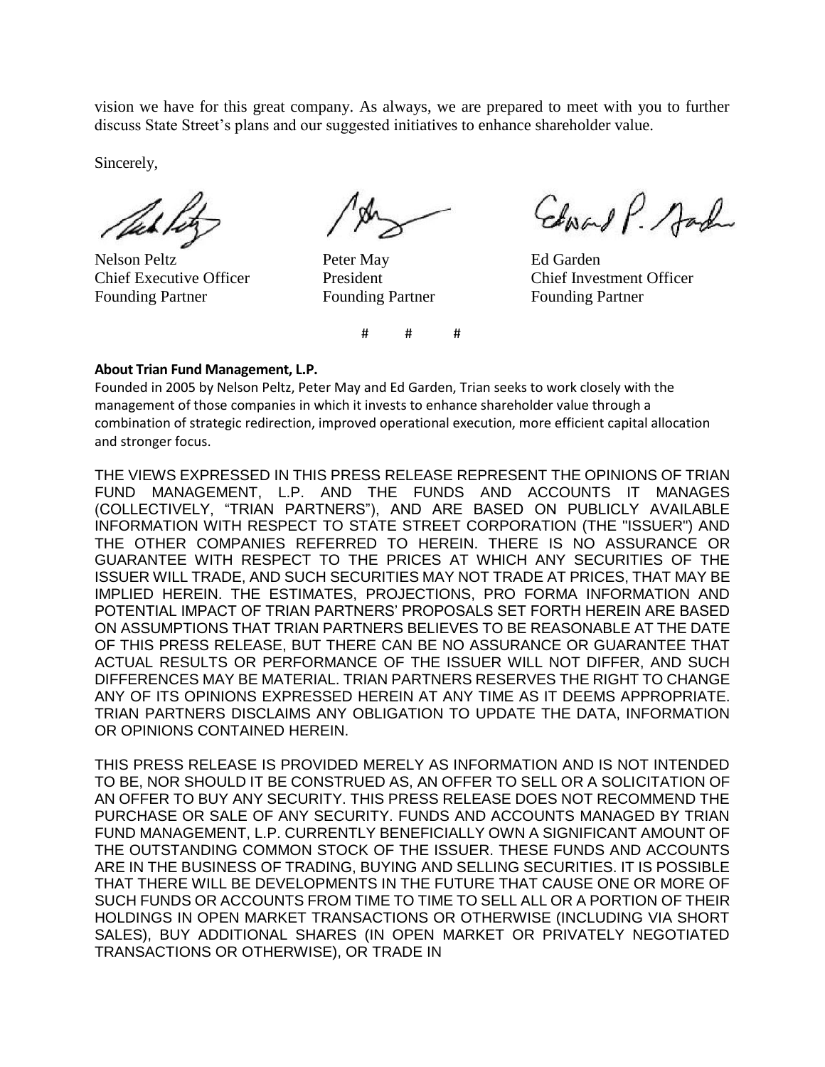vision we have for this great company. As always, we are prepared to meet with you to further discuss State Street's plans and our suggested initiatives to enhance shareholder value.

Sincerely,

| Nelson Peltz | Peter May | Ed Garden |
|---|---|---|
| Chief Executive Officer | President | Chief Investment Officer |
| Founding Partner | Founding Partner | Founding Partner |

\# # #

**About Trian Fund Management, L.P.**

Founded in 2005 by Nelson Peltz, Peter May and Ed Garden, Trian seeks to work closely with the management of those companies in which it invests to enhance shareholder value through a combination of strategic redirection, improved operational execution, more efficient capital allocation and stronger focus.

THE VIEWS EXPRESSED IN THIS PRESS RELEASE REPRESENT THE OPINIONS OF TRIAN FUND MANAGEMENT, L.P. AND THE FUNDS AND ACCOUNTS IT MANAGES (COLLECTIVELY, "TRIAN PARTNERS"), AND ARE BASED ON PUBLICLY AVAILABLE INFORMATION WITH RESPECT TO STATE STREET CORPORATION (THE "ISSUER") AND THE OTHER COMPANIES REFERRED TO HEREIN. THERE IS NO ASSURANCE OR GUARANTEE WITH RESPECT TO THE PRICES AT WHICH ANY SECURITIES OF THE ISSUER WILL TRADE, AND SUCH SECURITIES MAY NOT TRADE AT PRICES, THAT MAY BE IMPLIED HEREIN. THE ESTIMATES, PROJECTIONS, PRO FORMA INFORMATION AND POTENTIAL IMPACT OF TRIAN PARTNERS' PROPOSALS SET FORTH HEREIN ARE BASED ON ASSUMPTIONS THAT TRIAN PARTNERS BELIEVES TO BE REASONABLE AT THE DATE OF THIS PRESS RELEASE, BUT THERE CAN BE NO ASSURANCE OR GUARANTEE THAT ACTUAL RESULTS OR PERFORMANCE OF THE ISSUER WILL NOT DIFFER, AND SUCH DIFFERENCES MAY BE MATERIAL. TRIAN PARTNERS RESERVES THE RIGHT TO CHANGE ANY OF ITS OPINIONS EXPRESSED HEREIN AT ANY TIME AS IT DEEMS APPROPRIATE. TRIAN PARTNERS DISCLAIMS ANY OBLIGATION TO UPDATE THE DATA, INFORMATION OR OPINIONS CONTAINED HEREIN.

THIS PRESS RELEASE IS PROVIDED MERELY AS INFORMATION AND IS NOT INTENDED TO BE, NOR SHOULD IT BE CONSTRUED AS, AN OFFER TO SELL OR A SOLICITATION OF AN OFFER TO BUY ANY SECURITY. THIS PRESS RELEASE DOES NOT RECOMMEND THE PURCHASE OR SALE OF ANY SECURITY. FUNDS AND ACCOUNTS MANAGED BY TRIAN FUND MANAGEMENT, L.P. CURRENTLY BENEFICIALLY OWN A SIGNIFICANT AMOUNT OF THE OUTSTANDING COMMON STOCK OF THE ISSUER. THESE FUNDS AND ACCOUNTS ARE IN THE BUSINESS OF TRADING, BUYING AND SELLING SECURITIES. IT IS POSSIBLE THAT THERE WILL BE DEVELOPMENTS IN THE FUTURE THAT CAUSE ONE OR MORE OF SUCH FUNDS OR ACCOUNTS FROM TIME TO TIME TO SELL ALL OR A PORTION OF THEIR HOLDINGS IN OPEN MARKET TRANSACTIONS OR OTHERWISE (INCLUDING VIA SHORT SALES), BUY ADDITIONAL SHARES (IN OPEN MARKET OR PRIVATELY NEGOTIATED TRANSACTIONS OR OTHERWISE), OR TRADE IN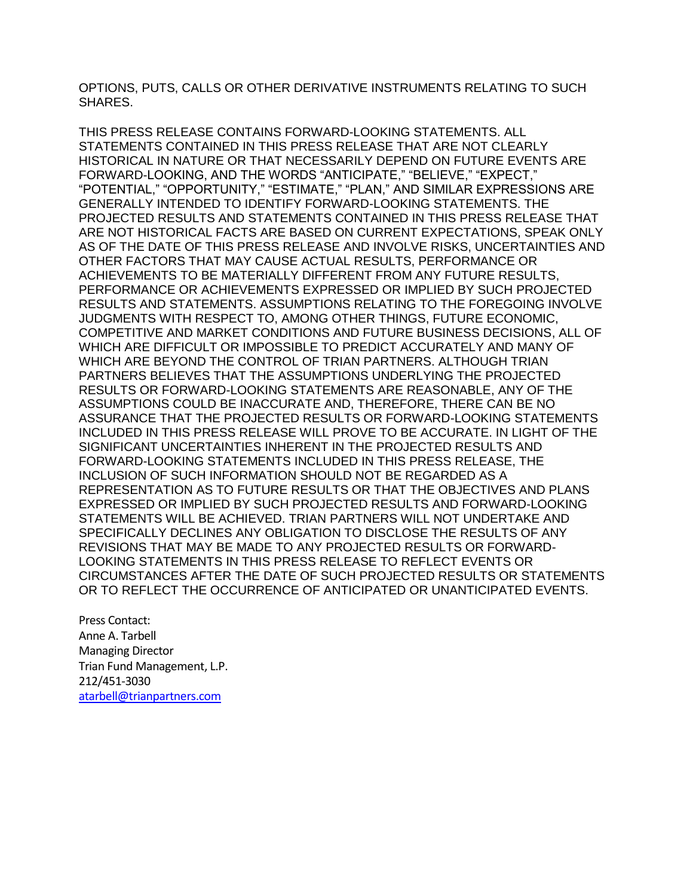OPTIONS, PUTS, CALLS OR OTHER DERIVATIVE INSTRUMENTS RELATING TO SUCH SHARES.

THIS PRESS RELEASE CONTAINS FORWARD-LOOKING STATEMENTS. ALL STATEMENTS CONTAINED IN THIS PRESS RELEASE THAT ARE NOT CLEARLY HISTORICAL IN NATURE OR THAT NECESSARILY DEPEND ON FUTURE EVENTS ARE FORWARD-LOOKING, AND THE WORDS "ANTICIPATE," "BELIEVE," "EXPECT," "POTENTIAL," "OPPORTUNITY," "ESTIMATE," "PLAN," AND SIMILAR EXPRESSIONS ARE GENERALLY INTENDED TO IDENTIFY FORWARD-LOOKING STATEMENTS. THE PROJECTED RESULTS AND STATEMENTS CONTAINED IN THIS PRESS RELEASE THAT ARE NOT HISTORICAL FACTS ARE BASED ON CURRENT EXPECTATIONS, SPEAK ONLY AS OF THE DATE OF THIS PRESS RELEASE AND INVOLVE RISKS, UNCERTAINTIES AND OTHER FACTORS THAT MAY CAUSE ACTUAL RESULTS, PERFORMANCE OR ACHIEVEMENTS TO BE MATERIALLY DIFFERENT FROM ANY FUTURE RESULTS, PERFORMANCE OR ACHIEVEMENTS EXPRESSED OR IMPLIED BY SUCH PROJECTED RESULTS AND STATEMENTS. ASSUMPTIONS RELATING TO THE FOREGOING INVOLVE JUDGMENTS WITH RESPECT TO, AMONG OTHER THINGS, FUTURE ECONOMIC, COMPETITIVE AND MARKET CONDITIONS AND FUTURE BUSINESS DECISIONS, ALL OF WHICH ARE DIFFICULT OR IMPOSSIBLE TO PREDICT ACCURATELY AND MANY OF WHICH ARE BEYOND THE CONTROL OF TRIAN PARTNERS. ALTHOUGH TRIAN PARTNERS BELIEVES THAT THE ASSUMPTIONS UNDERLYING THE PROJECTED RESULTS OR FORWARD-LOOKING STATEMENTS ARE REASONABLE, ANY OF THE ASSUMPTIONS COULD BE INACCURATE AND, THEREFORE, THERE CAN BE NO ASSURANCE THAT THE PROJECTED RESULTS OR FORWARD-LOOKING STATEMENTS INCLUDED IN THIS PRESS RELEASE WILL PROVE TO BE ACCURATE. IN LIGHT OF THE SIGNIFICANT UNCERTAINTIES INHERENT IN THE PROJECTED RESULTS AND FORWARD-LOOKING STATEMENTS INCLUDED IN THIS PRESS RELEASE, THE INCLUSION OF SUCH INFORMATION SHOULD NOT BE REGARDED AS A REPRESENTATION AS TO FUTURE RESULTS OR THAT THE OBJECTIVES AND PLANS EXPRESSED OR IMPLIED BY SUCH PROJECTED RESULTS AND FORWARD-LOOKING STATEMENTS WILL BE ACHIEVED. TRIAN PARTNERS WILL NOT UNDERTAKE AND SPECIFICALLY DECLINES ANY OBLIGATION TO DISCLOSE THE RESULTS OF ANY REVISIONS THAT MAY BE MADE TO ANY PROJECTED RESULTS OR FORWARD-LOOKING STATEMENTS IN THIS PRESS RELEASE TO REFLECT EVENTS OR CIRCUMSTANCES AFTER THE DATE OF SUCH PROJECTED RESULTS OR STATEMENTS OR TO REFLECT THE OCCURRENCE OF ANTICIPATED OR UNANTICIPATED EVENTS.

Press Contact:
Anne A. Tarbell
Managing Director
Trian Fund Management, L.P.
212/451-3030
atarbell@trianpartners.com